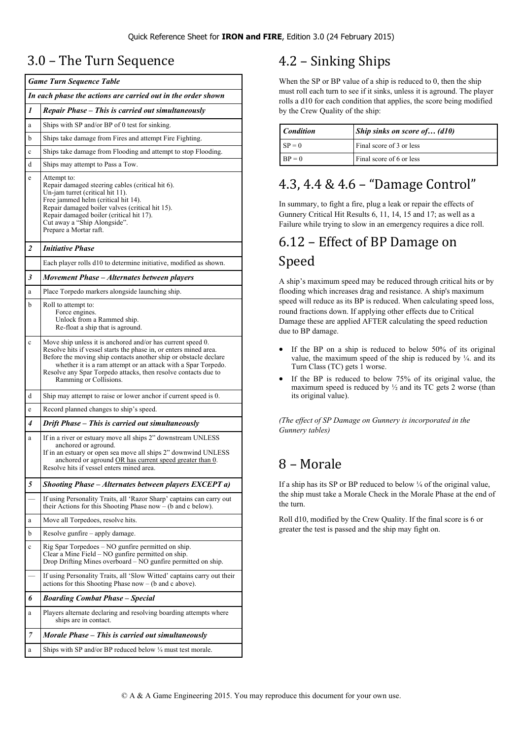Quick Reference Sheet for **IRON and FIRE**, Edition 3.0 (24 February 2015)

# 3.0 – The Turn Sequence

| *Game Turn Sequence Table* | |
|---|---|
| ***In each phase the actions are carried out in the order shown*** | |
| ***1*** | ***Repair Phase – This is carried out simultaneously*** |
| a | Ships with SP and/or BP of 0 test for sinking. |
| b | Ships take damage from Fires and attempt Fire Fighting. |
| c | Ships take damage from Flooding and attempt to stop Flooding. |
| d | Ships may attempt to Pass a Tow. |
| e | Attempt to:<br>Repair damaged steering cables (critical hit 6).<br>Un-jam turret (critical hit 11).<br>Free jammed helm (critical hit 14).<br>Repair damaged boiler valves (critical hit 15).<br>Repair damaged boiler (critical hit 17).<br>Cut away a "Ship Alongside".<br>Prepare a Mortar raft. |
| ***2*** | ***Initiative Phase*** |
| | Each player rolls d10 to determine initiative, modified as shown. |
| ***3*** | ***Movement Phase – Alternates between players*** |
| a | Place Torpedo markers alongside launching ship. |
| b | Roll to attempt to:<br>Force engines.<br>Unlock from a Rammed ship.<br>Re-float a ship that is aground. |
| c | Move ship unless it is anchored and/or has current speed 0.<br>Resolve hits if vessel starts the phase in, or enters mined area.<br>Before the moving ship contacts another ship or obstacle declare whether it is a ram attempt or an attack with a Spar Torpedo.<br>Resolve any Spar Torpedo attacks, then resolve contacts due to Ramming or Collisions. |
| d | Ship may attempt to raise or lower anchor if current speed is 0. |
| e | Record planned changes to ship's speed. |
| ***4*** | ***Drift Phase – This is carried out simultaneously*** |
| a | If in a river or estuary move all ships 2" downstream UNLESS anchored or aground.<br>If in an estuary or open sea move all ships 2" downwind UNLESS anchored or aground <u>OR has current speed greater than 0</u>.<br>Resolve hits if vessel enters mined area. |
| ***5*** | ***Shooting Phase – Alternates between players EXCEPT a)*** |
| — | If using Personality Traits, all 'Razor Sharp' captains can carry out their Actions for this Shooting Phase now – (b and c below). |
| a | Move all Torpedoes, resolve hits. |
| b | Resolve gunfire – apply damage. |
| c | Rig Spar Torpedoes – NO gunfire permitted on ship.<br>Clear a Mine Field – NO gunfire permitted on ship.<br>Drop Drifting Mines overboard – NO gunfire permitted on ship. |
| — | If using Personality Traits, all 'Slow Witted' captains carry out their actions for this Shooting Phase now – (b and c above). |
| ***6*** | ***Boarding Combat Phase – Special*** |
| a | Players alternate declaring and resolving boarding attempts where ships are in contact. |
| ***7*** | ***Morale Phase – This is carried out simultaneously*** |
| a | Ships with SP and/or BP reduced below ¼ must test morale. |

# 4.2 – Sinking Ships

When the SP or BP value of a ship is reduced to 0, then the ship must roll each turn to see if it sinks, unless it is aground. The player rolls a d10 for each condition that applies, the score being modified by the Crew Quality of the ship:

| *Condition* | *Ship sinks on score of… (d10)* |
|---|---|
| SP = 0 | Final score of 3 or less |
| BP = 0 | Final score of 6 or less |

# 4.3, 4.4 & 4.6 – "Damage Control"

In summary, to fight a fire, plug a leak or repair the effects of Gunnery Critical Hit Results 6, 11, 14, 15 and 17; as well as a Failure while trying to slow in an emergency requires a dice roll.

# 6.12 – Effect of BP Damage on Speed

A ship's maximum speed may be reduced through critical hits or by flooding which increases drag and resistance. A ship's maximum speed will reduce as its BP is reduced. When calculating speed loss, round fractions down. If applying other effects due to Critical Damage these are applied AFTER calculating the speed reduction due to BP damage.

- If the BP on a ship is reduced to below 50% of its original value, the maximum speed of the ship is reduced by ¼. and its Turn Class (TC) gets 1 worse.
- If the BP is reduced to below 75% of its original value, the maximum speed is reduced by ½ and its TC gets 2 worse (than its original value).

*(The effect of SP Damage on Gunnery is incorporated in the Gunnery tables)*

# 8 – Morale

If a ship has its SP or BP reduced to below ¼ of the original value, the ship must take a Morale Check in the Morale Phase at the end of the turn.

Roll d10, modified by the Crew Quality. If the final score is 6 or greater the test is passed and the ship may fight on.

© A & A Game Engineering 2015. You may reproduce this document for your own use.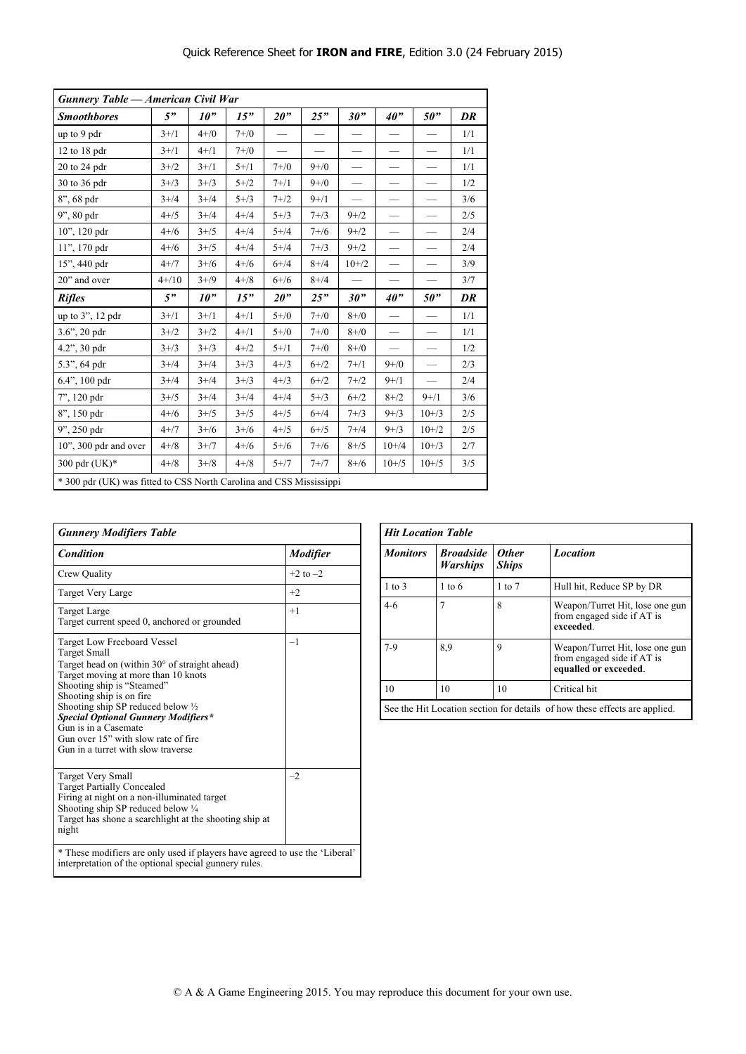Quick Reference Sheet for **IRON and FIRE**, Edition 3.0 (24 February 2015)

| *Gunnery Table — American Civil War* | | | | | | | | | |
|---|---|---|---|---|---|---|---|---|---|
| ***Smoothbores*** | ***5"*** | ***10"*** | ***15"*** | ***20"*** | ***25"*** | ***30"*** | ***40"*** | ***50"*** | ***DR*** |
| up to 9 pdr | 3+/1 | 4+/0 | 7+/0 | — | — | — | — | — | 1/1 |
| 12 to 18 pdr | 3+/1 | 4+/1 | 7+/0 | — | — | — | — | — | 1/1 |
| 20 to 24 pdr | 3+/2 | 3+/1 | 5+/1 | 7+/0 | 9+/0 | — | — | — | 1/1 |
| 30 to 36 pdr | 3+/3 | 3+/3 | 5+/2 | 7+/1 | 9+/0 | — | — | — | 1/2 |
| 8", 68 pdr | 3+/4 | 3+/4 | 5+/3 | 7+/2 | 9+/1 | — | — | — | 3/6 |
| 9", 80 pdr | 4+/5 | 3+/4 | 4+/4 | 5+/3 | 7+/3 | 9+/2 | — | — | 2/5 |
| 10", 120 pdr | 4+/6 | 3+/5 | 4+/4 | 5+/4 | 7+/6 | 9+/2 | — | — | 2/4 |
| 11", 170 pdr | 4+/6 | 3+/5 | 4+/4 | 5+/4 | 7+/3 | 9+/2 | — | — | 2/4 |
| 15", 440 pdr | 4+/7 | 3+/6 | 4+/6 | 6+/4 | 8+/4 | 10+/2 | — | — | 3/9 |
| 20" and over | 4+/10 | 3+/9 | 4+/8 | 6+/6 | 8+/4 | — | — | — | 3/7 |
| ***Rifles*** | ***5"*** | ***10"*** | ***15"*** | ***20"*** | ***25"*** | ***30"*** | ***40"*** | ***50"*** | ***DR*** |
| up to 3", 12 pdr | 3+/1 | 3+/1 | 4+/1 | 5+/0 | 7+/0 | 8+/0 | — | — | 1/1 |
| 3.6", 20 pdr | 3+/2 | 3+/2 | 4+/1 | 5+/0 | 7+/0 | 8+/0 | — | — | 1/1 |
| 4.2", 30 pdr | 3+/3 | 3+/3 | 4+/2 | 5+/1 | 7+/0 | 8+/0 | — | — | 1/2 |
| 5.3", 64 pdr | 3+/4 | 3+/4 | 3+/3 | 4+/3 | 6+/2 | 7+/1 | 9+/0 | — | 2/3 |
| 6.4", 100 pdr | 3+/4 | 3+/4 | 3+/3 | 4+/3 | 6+/2 | 7+/2 | 9+/1 | — | 2/4 |
| 7", 120 pdr | 3+/5 | 3+/4 | 3+/4 | 4+/4 | 5+/3 | 6+/2 | 8+/2 | 9+/1 | 3/6 |
| 8", 150 pdr | 4+/6 | 3+/5 | 3+/5 | 4+/5 | 6+/4 | 7+/3 | 9+/3 | 10+/3 | 2/5 |
| 9", 250 pdr | 4+/7 | 3+/6 | 3+/6 | 4+/5 | 6+/5 | 7+/4 | 9+/3 | 10+/2 | 2/5 |
| 10", 300 pdr and over | 4+/8 | 3+/7 | 4+/6 | 5+/6 | 7+/6 | 8+/5 | 10+/4 | 10+/3 | 2/7 |
| 300 pdr (UK)* | 4+/8 | 3+/8 | 4+/8 | 5+/7 | 7+/7 | 8+/6 | 10+/5 | 10+/5 | 3/5 |

\* 300 pdr (UK) was fitted to CSS North Carolina and CSS Mississippi

| *Gunnery Modifiers Table* | |
|---|---|
| ***Condition*** | ***Modifier*** |
| Crew Quality | +2 to –2 |
| Target Very Large | +2 |
| Target Large<br>Target current speed 0, anchored or grounded | +1 |
| Target Low Freeboard Vessel<br>Target Small<br>Target head on (within 30° of straight ahead)<br>Target moving at more than 10 knots<br>Shooting ship is "Steamed"<br>Shooting ship is on fire<br>Shooting ship SP reduced below ½<br>***Special Optional Gunnery Modifiers****<br>Gun is in a Casemate<br>Gun over 15" with slow rate of fire<br>Gun in a turret with slow traverse | –1 |
| Target Very Small<br>Target Partially Concealed<br>Firing at night on a non-illuminated target<br>Shooting ship SP reduced below ¼<br>Target has shone a searchlight at the shooting ship at night | –2 |

\* These modifiers are only used if players have agreed to use the 'Liberal' interpretation of the optional special gunnery rules.

| *Hit Location Table* | | | |
|---|---|---|---|
| ***Monitors*** | ***Broadside Warships*** | ***Other Ships*** | ***Location*** |
| 1 to 3 | 1 to 6 | 1 to 7 | Hull hit, Reduce SP by DR |
| 4-6 | 7 | 8 | Weapon/Turret Hit, lose one gun from engaged side if AT is **exceeded**. |
| 7-9 | 8,9 | 9 | Weapon/Turret Hit, lose one gun from engaged side if AT is **equalled or exceeded**. |
| 10 | 10 | 10 | Critical hit |

See the Hit Location section for details of how these effects are applied.

© A & A Game Engineering 2015. You may reproduce this document for your own use.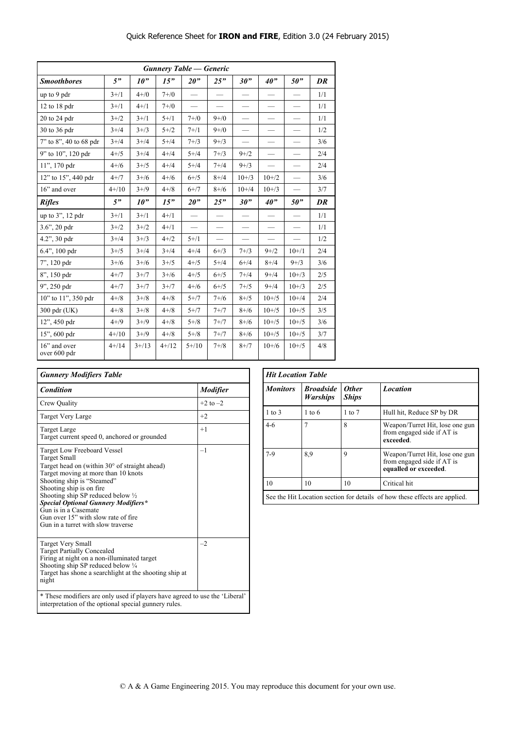## Gunnery Table — Generic

| *Smoothbores* | *5"* | *10"* | *15"* | *20"* | *25"* | *30"* | *40"* | *50"* | *DR* |
|---|---|---|---|---|---|---|---|---|---|
| up to 9 pdr | 3+/1 | 4+/0 | 7+/0 | — | — | — | — | — | 1/1 |
| 12 to 18 pdr | 3+/1 | 4+/1 | 7+/0 | — | — | — | — | — | 1/1 |
| 20 to 24 pdr | 3+/2 | 3+/1 | 5+/1 | 7+/0 | 9+/0 | — | — | — | 1/1 |
| 30 to 36 pdr | 3+/4 | 3+/3 | 5+/2 | 7+/1 | 9+/0 | — | — | — | 1/2 |
| 7" to 8", 40 to 68 pdr | 3+/4 | 3+/4 | 5+/4 | 7+/3 | 9+/3 | — | — | — | 3/6 |
| 9" to 10", 120 pdr | 4+/5 | 3+/4 | 4+/4 | 5+/4 | 7+/3 | 9+/2 | — | — | 2/4 |
| 11", 170 pdr | 4+/6 | 3+/5 | 4+/4 | 5+/4 | 7+/4 | 9+/3 | — | — | 2/4 |
| 12" to 15", 440 pdr | 4+/7 | 3+/6 | 4+/6 | 6+/5 | 8+/4 | 10+/3 | 10+/2 | — | 3/6 |
| 16" and over | 4+/10 | 3+/9 | 4+/8 | 6+/7 | 8+/6 | 10+/4 | 10+/3 | — | 3/7 |
| ***Rifles*** | ***5"*** | ***10"*** | ***15"*** | ***20"*** | ***25"*** | ***30"*** | ***40"*** | ***50"*** | ***DR*** |
| up to 3", 12 pdr | 3+/1 | 3+/1 | 4+/1 | — | — | — | — | — | 1/1 |
| 3.6", 20 pdr | 3+/2 | 3+/2 | 4+/1 | — | — | — | — | — | 1/1 |
| 4.2", 30 pdr | 3+/4 | 3+/3 | 4+/2 | 5+/1 | — | — | — | — | 1/2 |
| 6.4", 100 pdr | 3+/5 | 3+/4 | 3+/4 | 4+/4 | 6+/3 | 7+/3 | 9+/2 | 10+/1 | 2/4 |
| 7", 120 pdr | 3+/6 | 3+/6 | 3+/5 | 4+/5 | 5+/4 | 6+/4 | 8+/4 | 9+/3 | 3/6 |
| 8", 150 pdr | 4+/7 | 3+/7 | 3+/6 | 4+/5 | 6+/5 | 7+/4 | 9+/4 | 10+/3 | 2/5 |
| 9", 250 pdr | 4+/7 | 3+/7 | 3+/7 | 4+/6 | 6+/5 | 7+/5 | 9+/4 | 10+/3 | 2/5 |
| 10" to 11", 350 pdr | 4+/8 | 3+/8 | 4+/8 | 5+/7 | 7+/6 | 8+/5 | 10+/5 | 10+/4 | 2/4 |
| 300 pdr (UK) | 4+/8 | 3+/8 | 4+/8 | 5+/7 | 7+/7 | 8+/6 | 10+/5 | 10+/5 | 3/5 |
| 12", 450 pdr | 4+/9 | 3+/9 | 4+/8 | 5+/8 | 7+/7 | 8+/6 | 10+/5 | 10+/5 | 3/6 |
| 15", 600 pdr | 4+/10 | 3+/9 | 4+/8 | 5+/8 | 7+/7 | 8+/6 | 10+/5 | 10+/5 | 3/7 |
| 16" and over over 600 pdr | 4+/14 | 3+/13 | 4+/12 | 5+/10 | 7+/8 | 8+/7 | 10+/6 | 10+/5 | 4/8 |

## Gunnery Modifiers Table

| *Condition* | *Modifier* |
|---|---|
| Crew Quality | +2 to –2 |
| Target Very Large | +2 |
| Target Large<br>Target current speed 0, anchored or grounded | +1 |
| Target Low Freeboard Vessel<br>Target Small<br>Target head on (within 30° of straight ahead)<br>Target moving at more than 10 knots<br>Shooting ship is "Steamed"<br>Shooting ship is on fire<br>Shooting ship SP reduced below ½<br>***Special Optional Gunnery Modifiers****<br>Gun is in a Casemate<br>Gun over 15" with slow rate of fire<br>Gun in a turret with slow traverse | –1 |
| Target Very Small<br>Target Partially Concealed<br>Firing at night on a non-illuminated target<br>Shooting ship SP reduced below ¼<br>Target has shone a searchlight at the shooting ship at night | –2 |

* These modifiers are only used if players have agreed to use the 'Liberal' interpretation of the optional special gunnery rules.

## Hit Location Table

| *Monitors* | *Broadside Warships* | *Other Ships* | *Location* |
|---|---|---|---|
| 1 to 3 | 1 to 6 | 1 to 7 | Hull hit, Reduce SP by DR |
| 4-6 | 7 | 8 | Weapon/Turret Hit, lose one gun from engaged side if AT is **exceeded**. |
| 7-9 | 8,9 | 9 | Weapon/Turret Hit, lose one gun from engaged side if AT is **equalled or exceeded**. |
| 10 | 10 | 10 | Critical hit |

See the Hit Location section for details of how these effects are applied.

© A & A Game Engineering 2015. You may reproduce this document for your own use.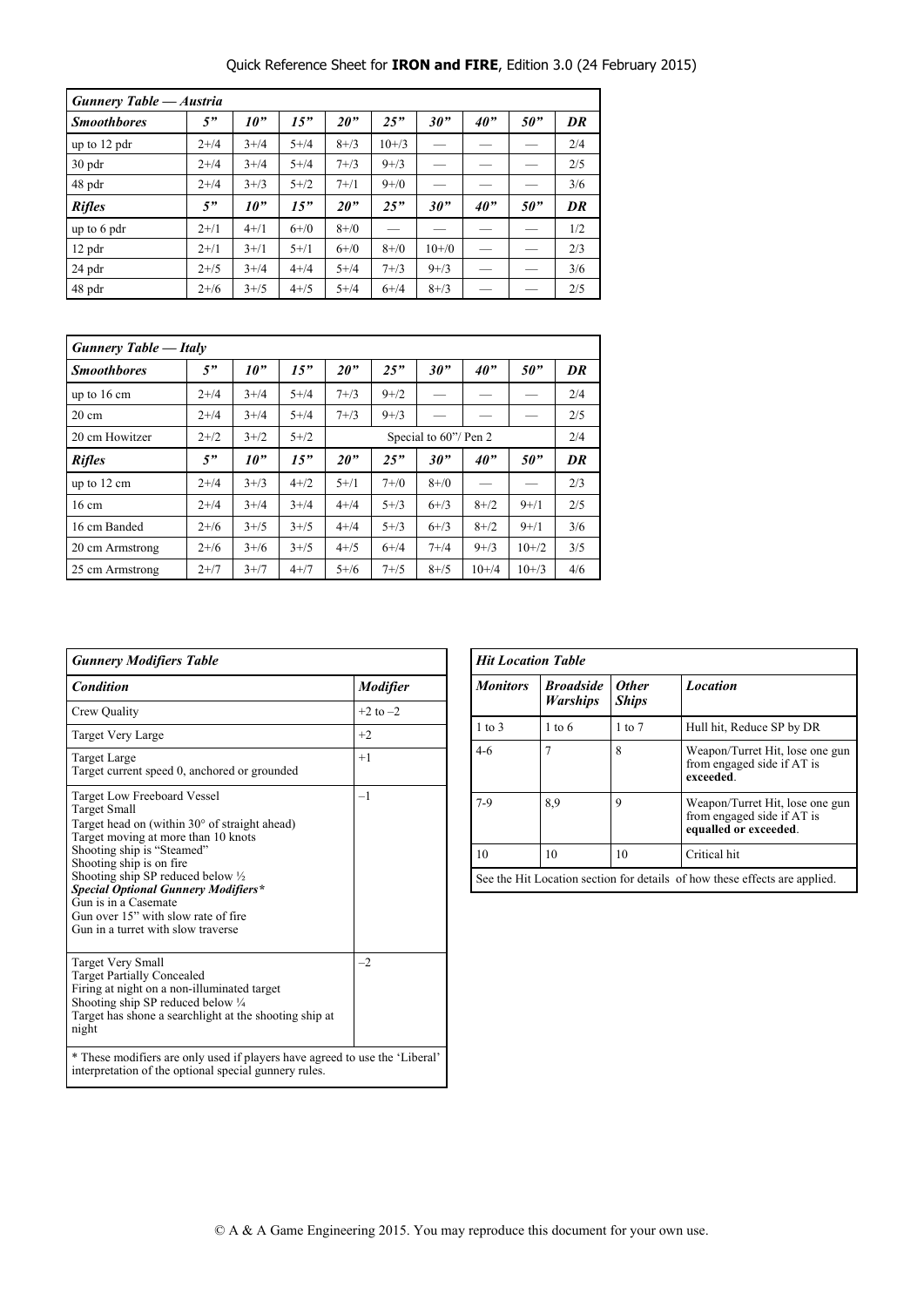Quick Reference Sheet for **IRON and FIRE**, Edition 3.0 (24 February 2015)

| *Gunnery Table — Austria* | | | | | | | | | |
|---|---|---|---|---|---|---|---|---|---|
| ***Smoothbores*** | ***5"*** | ***10"*** | ***15"*** | ***20"*** | ***25"*** | ***30"*** | ***40"*** | ***50"*** | ***DR*** |
| up to 12 pdr | 2+/4 | 3+/4 | 5+/4 | 8+/3 | 10+/3 | — | — | — | 2/4 |
| 30 pdr | 2+/4 | 3+/4 | 5+/4 | 7+/3 | 9+/3 | — | — | — | 2/5 |
| 48 pdr | 2+/4 | 3+/3 | 5+/2 | 7+/1 | 9+/0 | — | — | — | 3/6 |
| ***Rifles*** | ***5"*** | ***10"*** | ***15"*** | ***20"*** | ***25"*** | ***30"*** | ***40"*** | ***50"*** | ***DR*** |
| up to 6 pdr | 2+/1 | 4+/1 | 6+/0 | 8+/0 | — | — | — | — | 1/2 |
| 12 pdr | 2+/1 | 3+/1 | 5+/1 | 6+/0 | 8+/0 | 10+/0 | — | — | 2/3 |
| 24 pdr | 2+/5 | 3+/4 | 4+/4 | 5+/4 | 7+/3 | 9+/3 | — | — | 3/6 |
| 48 pdr | 2+/6 | 3+/5 | 4+/5 | 5+/4 | 6+/4 | 8+/3 | — | — | 2/5 |

| *Gunnery Table — Italy* | | | | | | | | | |
|---|---|---|---|---|---|---|---|---|---|
| ***Smoothbores*** | ***5"*** | ***10"*** | ***15"*** | ***20"*** | ***25"*** | ***30"*** | ***40"*** | ***50"*** | ***DR*** |
| up to 16 cm | 2+/4 | 3+/4 | 5+/4 | 7+/3 | 9+/2 | — | — | — | 2/4 |
| 20 cm | 2+/4 | 3+/4 | 5+/4 | 7+/3 | 9+/3 | — | — | — | 2/5 |
| 20 cm Howitzer | 2+/2 | 3+/2 | 5+/2 | Special to 60"/ Pen 2 | | | | | 2/4 |
| ***Rifles*** | ***5"*** | ***10"*** | ***15"*** | ***20"*** | ***25"*** | ***30"*** | ***40"*** | ***50"*** | ***DR*** |
| up to 12 cm | 2+/4 | 3+/3 | 4+/2 | 5+/1 | 7+/0 | 8+/0 | — | — | 2/3 |
| 16 cm | 2+/4 | 3+/4 | 3+/4 | 4+/4 | 5+/3 | 6+/3 | 8+/2 | 9+/1 | 2/5 |
| 16 cm Banded | 2+/6 | 3+/5 | 3+/5 | 4+/4 | 5+/3 | 6+/3 | 8+/2 | 9+/1 | 3/6 |
| 20 cm Armstrong | 2+/6 | 3+/6 | 3+/5 | 4+/5 | 6+/4 | 7+/4 | 9+/3 | 10+/2 | 3/5 |
| 25 cm Armstrong | 2+/7 | 3+/7 | 4+/7 | 5+/6 | 7+/5 | 8+/5 | 10+/4 | 10+/3 | 4/6 |

| *Gunnery Modifiers Table* | |
|---|---|
| ***Condition*** | ***Modifier*** |
| Crew Quality | +2 to –2 |
| Target Very Large | +2 |
| Target Large<br>Target current speed 0, anchored or grounded | +1 |
| Target Low Freeboard Vessel<br>Target Small<br>Target head on (within 30° of straight ahead)<br>Target moving at more than 10 knots<br>Shooting ship is "Steamed"<br>Shooting ship is on fire<br>Shooting ship SP reduced below ½<br>***Special Optional Gunnery Modifiers**** <br>Gun is in a Casemate<br>Gun over 15" with slow rate of fire<br>Gun in a turret with slow traverse | –1 |
| Target Very Small<br>Target Partially Concealed<br>Firing at night on a non-illuminated target<br>Shooting ship SP reduced below ¼<br>Target has shone a searchlight at the shooting ship at night | –2 |
| * These modifiers are only used if players have agreed to use the 'Liberal' interpretation of the optional special gunnery rules. | |

| *Hit Location Table* | | | |
|---|---|---|---|
| ***Monitors*** | ***Broadside Warships*** | ***Other Ships*** | ***Location*** |
| 1 to 3 | 1 to 6 | 1 to 7 | Hull hit, Reduce SP by DR |
| 4-6 | 7 | 8 | Weapon/Turret Hit, lose one gun from engaged side if AT is **exceeded**. |
| 7-9 | 8,9 | 9 | Weapon/Turret Hit, lose one gun from engaged side if AT is **equalled or exceeded**. |
| 10 | 10 | 10 | Critical hit |
| See the Hit Location section for details of how these effects are applied. | | | |

© A & A Game Engineering 2015. You may reproduce this document for your own use.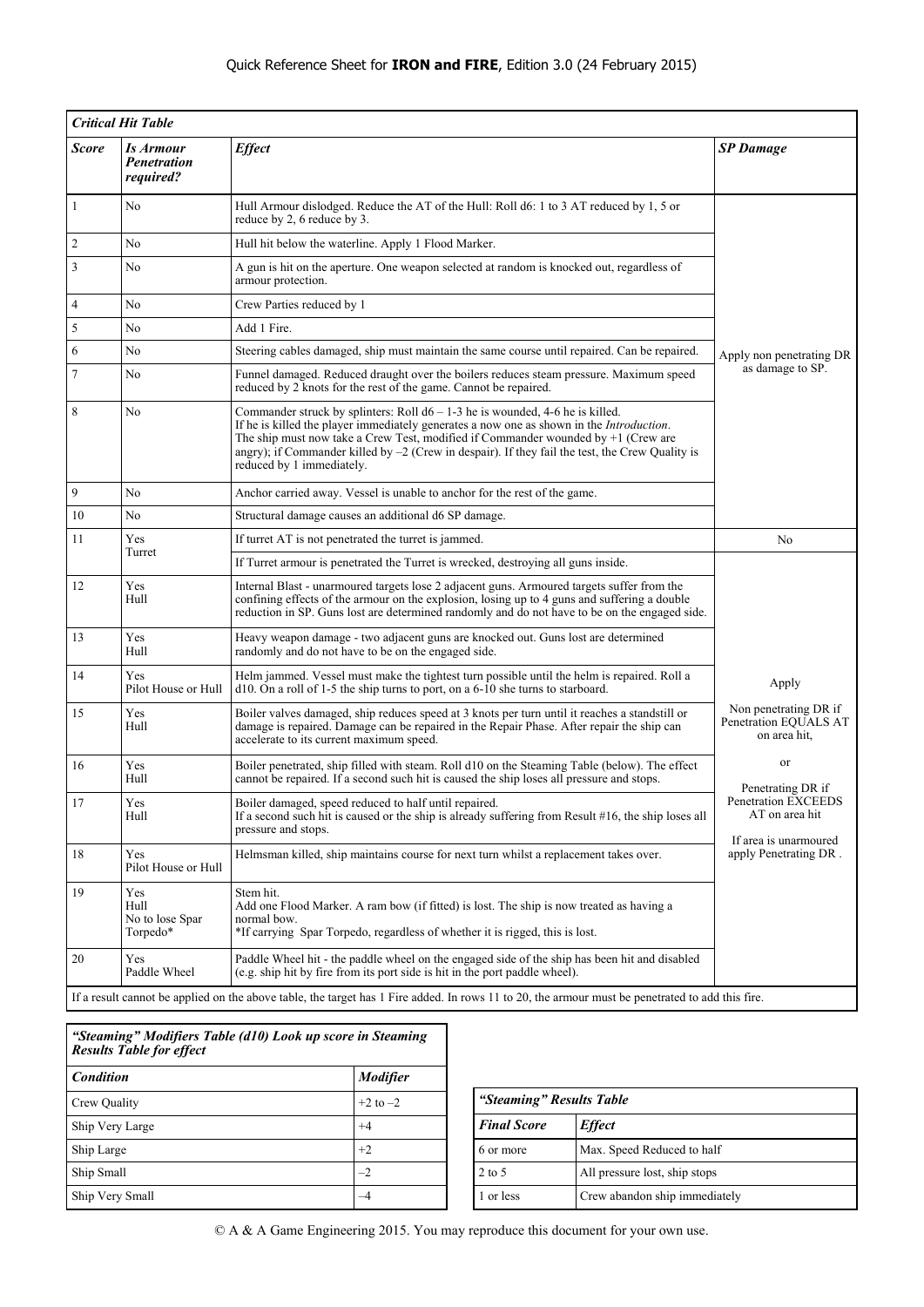Quick Reference Sheet for **IRON and FIRE**, Edition 3.0 (24 February 2015)

| *Critical Hit Table* | | | |
|---|---|---|---|
| ***Score*** | ***Is Armour Penetration required?*** | ***Effect*** | ***SP Damage*** |
| 1 | No | Hull Armour dislodged. Reduce the AT of the Hull: Roll d6: 1 to 3 AT reduced by 1, 5 or reduce by 2, 6 reduce by 3. | Apply non penetrating DR as damage to SP. |
| 2 | No | Hull hit below the waterline. Apply 1 Flood Marker. | |
| 3 | No | A gun is hit on the aperture. One weapon selected at random is knocked out, regardless of armour protection. | |
| 4 | No | Crew Parties reduced by 1 | |
| 5 | No | Add 1 Fire. | |
| 6 | No | Steering cables damaged, ship must maintain the same course until repaired. Can be repaired. | |
| 7 | No | Funnel damaged. Reduced draught over the boilers reduces steam pressure. Maximum speed reduced by 2 knots for the rest of the game. Cannot be repaired. | |
| 8 | No | Commander struck by splinters: Roll d6 – 1-3 he is wounded, 4-6 he is killed. If he is killed the player immediately generates a now one as shown in the *Introduction*. The ship must now take a Crew Test, modified if Commander wounded by +1 (Crew are angry); if Commander killed by –2 (Crew in despair). If they fail the test, the Crew Quality is reduced by 1 immediately. | |
| 9 | No | Anchor carried away. Vessel is unable to anchor for the rest of the game. | |
| 10 | No | Structural damage causes an additional d6 SP damage. | |
| 11 | Yes Turret | If turret AT is not penetrated the turret is jammed. | No |
| | | If Turret armour is penetrated the Turret is wrecked, destroying all guns inside. | Apply Non penetrating DR if Penetration EQUALS AT on area hit, or Penetrating DR if Penetration EXCEEDS AT on area hit. If area is unarmoured apply Penetrating DR . |
| 12 | Yes Hull | Internal Blast - unarmoured targets lose 2 adjacent guns. Armoured targets suffer from the confining effects of the armour on the explosion, losing up to 4 guns and suffering a double reduction in SP. Guns lost are determined randomly and do not have to be on the engaged side. | |
| 13 | Yes Hull | Heavy weapon damage - two adjacent guns are knocked out. Guns lost are determined randomly and do not have to be on the engaged side. | |
| 14 | Yes Pilot House or Hull | Helm jammed. Vessel must make the tightest turn possible until the helm is repaired. Roll a d10. On a roll of 1-5 the ship turns to port, on a 6-10 she turns to starboard. | |
| 15 | Yes Hull | Boiler valves damaged, ship reduces speed at 3 knots per turn until it reaches a standstill or damage is repaired. Damage can be repaired in the Repair Phase. After repair the ship can accelerate to its current maximum speed. | |
| 16 | Yes Hull | Boiler penetrated, ship filled with steam. Roll d10 on the Steaming Table (below). The effect cannot be repaired. If a second such hit is caused the ship loses all pressure and stops. | |
| 17 | Yes Hull | Boiler damaged, speed reduced to half until repaired. If a second such hit is caused or the ship is already suffering from Result #16, the ship loses all pressure and stops. | |
| 18 | Yes Pilot House or Hull | Helmsman killed, ship maintains course for next turn whilst a replacement takes over. | |
| 19 | Yes Hull No to lose Spar Torpedo* | Stem hit. Add one Flood Marker. A ram bow (if fitted) is lost. The ship is now treated as having a normal bow. *If carrying Spar Torpedo, regardless of whether it is rigged, this is lost. | |
| 20 | Yes Paddle Wheel | Paddle Wheel hit - the paddle wheel on the engaged side of the ship has been hit and disabled (e.g. ship hit by fire from its port side is hit in the port paddle wheel). | |
| If a result cannot be applied on the above table, the target has 1 Fire added. In rows 11 to 20, the armour must be penetrated to add this fire. | | | |

| *"Steaming" Modifiers Table (d10) Look up score in Steaming Results Table for effect* | |
|---|---|
| ***Condition*** | ***Modifier*** |
| Crew Quality | +2 to –2 |
| Ship Very Large | +4 |
| Ship Large | +2 |
| Ship Small | –2 |
| Ship Very Small | –4 |

| *"Steaming" Results Table* | |
|---|---|
| ***Final Score*** | ***Effect*** |
| 6 or more | Max. Speed Reduced to half |
| 2 to 5 | All pressure lost, ship stops |
| 1 or less | Crew abandon ship immediately |

© A & A Game Engineering 2015. You may reproduce this document for your own use.